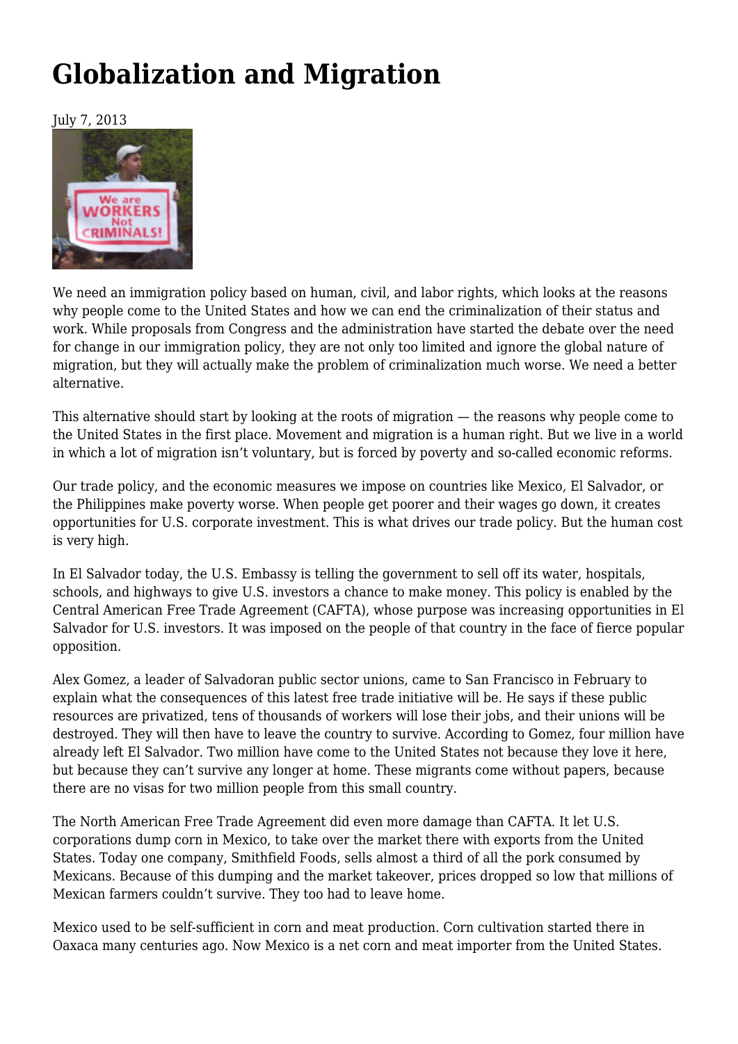# Globalization and Migration

July 7, 2013

We need an immigration policy based on human, civil, and labor rights, which looks at the reasons why people come to the United States and how we can end the criminalization of their status and work. While proposals from Congress and the administration have started the debate over the need for change in our immigration policy, they are not only too limited and ignore the global nature of migration, but they will actually make the problem of criminalization much worse. We need a better alternative.

This alternative should start by looking at the roots of migration — the reasons why people come to the United States in the first place. Movement and migration is a human right. But we live in a world in which a lot of migration isn't voluntary, but is forced by poverty and so-called economic reforms.

Our trade policy, and the economic measures we impose on countries like Mexico, El Salvador, or the Philippines make poverty worse. When people get poorer and their wages go down, it creates opportunities for U.S. corporate investment. This is what drives our trade policy. But the human cost is very high.

In El Salvador today, the U.S. Embassy is telling the government to sell off its water, hospitals, schools, and highways to give U.S. investors a chance to make money. This policy is enabled by the Central American Free Trade Agreement (CAFTA), whose purpose was increasing opportunities in El Salvador for U.S. investors. It was imposed on the people of that country in the face of fierce popular opposition.

Alex Gomez, a leader of Salvadoran public sector unions, came to San Francisco in February to explain what the consequences of this latest free trade initiative will be. He says if these public resources are privatized, tens of thousands of workers will lose their jobs, and their unions will be destroyed. They will then have to leave the country to survive. According to Gomez, four million have already left El Salvador. Two million have come to the United States not because they love it here, but because they can't survive any longer at home. These migrants come without papers, because there are no visas for two million people from this small country.

The North American Free Trade Agreement did even more damage than CAFTA. It let U.S. corporations dump corn in Mexico, to take over the market there with exports from the United States. Today one company, Smithfield Foods, sells almost a third of all the pork consumed by Mexicans. Because of this dumping and the market takeover, prices dropped so low that millions of Mexican farmers couldn't survive. They too had to leave home.

Mexico used to be self-sufficient in corn and meat production. Corn cultivation started there in Oaxaca many centuries ago. Now Mexico is a net corn and meat importer from the United States.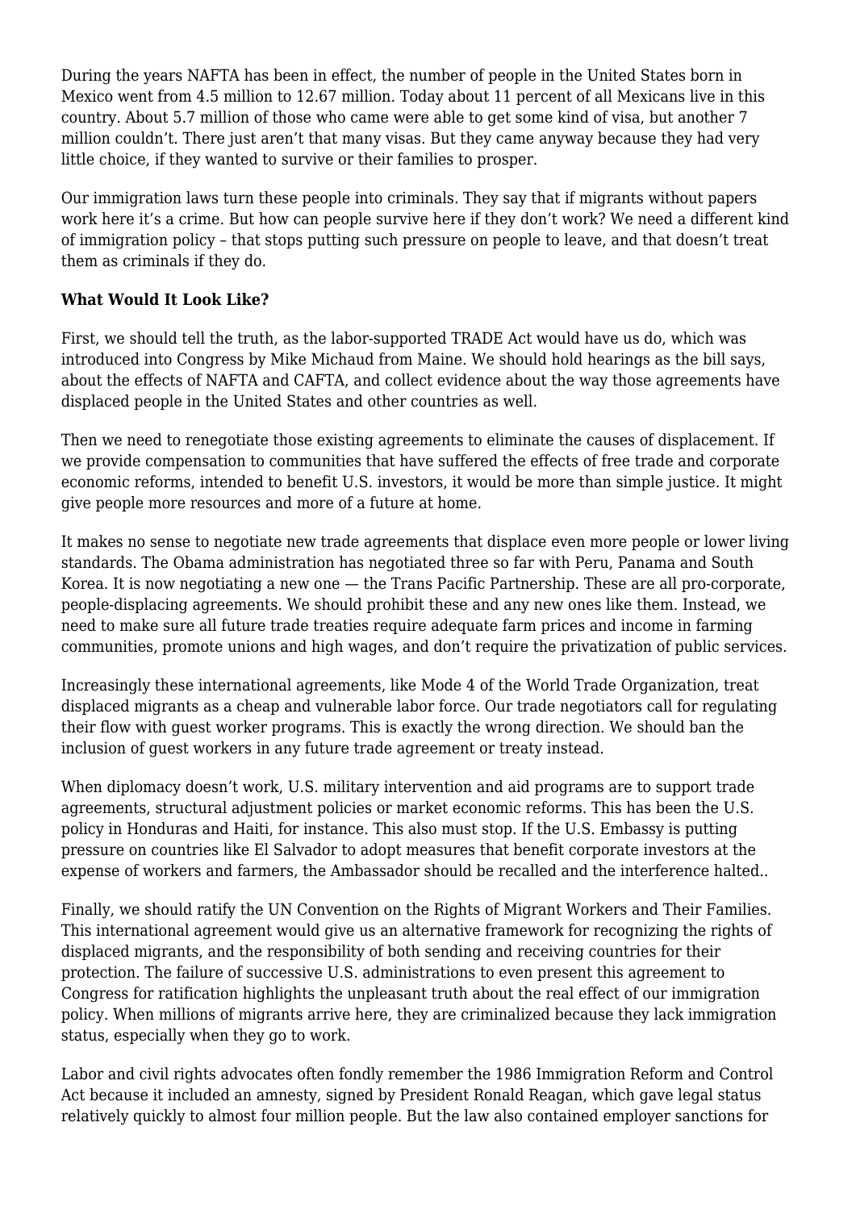During the years NAFTA has been in effect, the number of people in the United States born in Mexico went from 4.5 million to 12.67 million. Today about 11 percent of all Mexicans live in this country. About 5.7 million of those who came were able to get some kind of visa, but another 7 million couldn't. There just aren't that many visas. But they came anyway because they had very little choice, if they wanted to survive or their families to prosper.

Our immigration laws turn these people into criminals. They say that if migrants without papers work here it's a crime. But how can people survive here if they don't work? We need a different kind of immigration policy – that stops putting such pressure on people to leave, and that doesn't treat them as criminals if they do.

**What Would It Look Like?**

First, we should tell the truth, as the labor-supported TRADE Act would have us do, which was introduced into Congress by Mike Michaud from Maine. We should hold hearings as the bill says, about the effects of NAFTA and CAFTA, and collect evidence about the way those agreements have displaced people in the United States and other countries as well.

Then we need to renegotiate those existing agreements to eliminate the causes of displacement. If we provide compensation to communities that have suffered the effects of free trade and corporate economic reforms, intended to benefit U.S. investors, it would be more than simple justice. It might give people more resources and more of a future at home.

It makes no sense to negotiate new trade agreements that displace even more people or lower living standards. The Obama administration has negotiated three so far with Peru, Panama and South Korea. It is now negotiating a new one — the Trans Pacific Partnership. These are all pro-corporate, people-displacing agreements. We should prohibit these and any new ones like them. Instead, we need to make sure all future trade treaties require adequate farm prices and income in farming communities, promote unions and high wages, and don't require the privatization of public services.

Increasingly these international agreements, like Mode 4 of the World Trade Organization, treat displaced migrants as a cheap and vulnerable labor force. Our trade negotiators call for regulating their flow with guest worker programs. This is exactly the wrong direction. We should ban the inclusion of guest workers in any future trade agreement or treaty instead.

When diplomacy doesn't work, U.S. military intervention and aid programs are to support trade agreements, structural adjustment policies or market economic reforms. This has been the U.S. policy in Honduras and Haiti, for instance. This also must stop. If the U.S. Embassy is putting pressure on countries like El Salvador to adopt measures that benefit corporate investors at the expense of workers and farmers, the Ambassador should be recalled and the interference halted..

Finally, we should ratify the UN Convention on the Rights of Migrant Workers and Their Families. This international agreement would give us an alternative framework for recognizing the rights of displaced migrants, and the responsibility of both sending and receiving countries for their protection. The failure of successive U.S. administrations to even present this agreement to Congress for ratification highlights the unpleasant truth about the real effect of our immigration policy. When millions of migrants arrive here, they are criminalized because they lack immigration status, especially when they go to work.

Labor and civil rights advocates often fondly remember the 1986 Immigration Reform and Control Act because it included an amnesty, signed by President Ronald Reagan, which gave legal status relatively quickly to almost four million people. But the law also contained employer sanctions for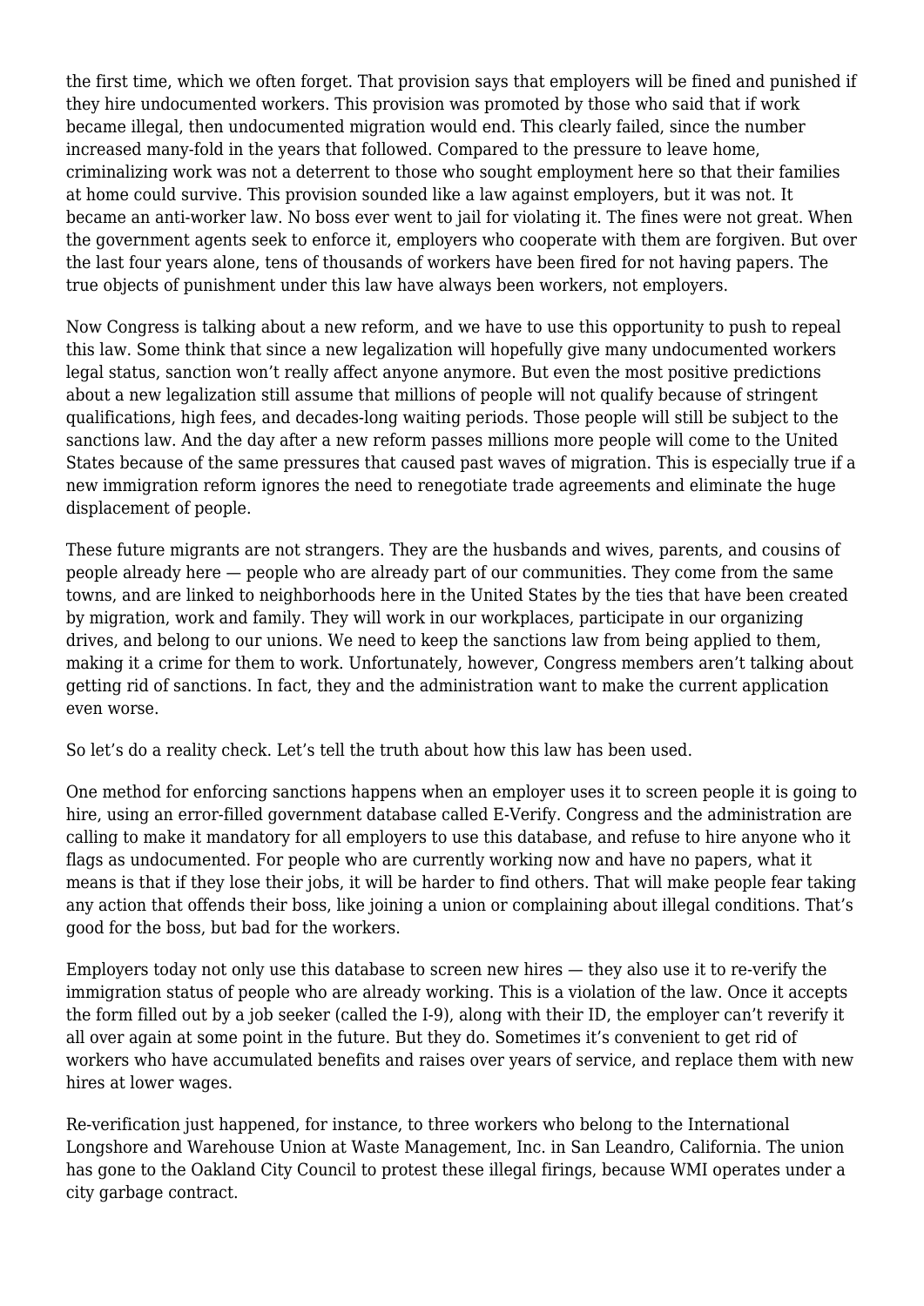the first time, which we often forget. That provision says that employers will be fined and punished if they hire undocumented workers. This provision was promoted by those who said that if work became illegal, then undocumented migration would end. This clearly failed, since the number increased many-fold in the years that followed. Compared to the pressure to leave home, criminalizing work was not a deterrent to those who sought employment here so that their families at home could survive. This provision sounded like a law against employers, but it was not. It became an anti-worker law. No boss ever went to jail for violating it. The fines were not great. When the government agents seek to enforce it, employers who cooperate with them are forgiven. But over the last four years alone, tens of thousands of workers have been fired for not having papers. The true objects of punishment under this law have always been workers, not employers.

Now Congress is talking about a new reform, and we have to use this opportunity to push to repeal this law. Some think that since a new legalization will hopefully give many undocumented workers legal status, sanction won't really affect anyone anymore. But even the most positive predictions about a new legalization still assume that millions of people will not qualify because of stringent qualifications, high fees, and decades-long waiting periods. Those people will still be subject to the sanctions law. And the day after a new reform passes millions more people will come to the United States because of the same pressures that caused past waves of migration. This is especially true if a new immigration reform ignores the need to renegotiate trade agreements and eliminate the huge displacement of people.

These future migrants are not strangers. They are the husbands and wives, parents, and cousins of people already here — people who are already part of our communities. They come from the same towns, and are linked to neighborhoods here in the United States by the ties that have been created by migration, work and family. They will work in our workplaces, participate in our organizing drives, and belong to our unions. We need to keep the sanctions law from being applied to them, making it a crime for them to work. Unfortunately, however, Congress members aren't talking about getting rid of sanctions. In fact, they and the administration want to make the current application even worse.

So let's do a reality check. Let's tell the truth about how this law has been used.

One method for enforcing sanctions happens when an employer uses it to screen people it is going to hire, using an error-filled government database called E-Verify. Congress and the administration are calling to make it mandatory for all employers to use this database, and refuse to hire anyone who it flags as undocumented. For people who are currently working now and have no papers, what it means is that if they lose their jobs, it will be harder to find others. That will make people fear taking any action that offends their boss, like joining a union or complaining about illegal conditions. That's good for the boss, but bad for the workers.

Employers today not only use this database to screen new hires — they also use it to re-verify the immigration status of people who are already working. This is a violation of the law. Once it accepts the form filled out by a job seeker (called the I-9), along with their ID, the employer can't reverify it all over again at some point in the future. But they do. Sometimes it's convenient to get rid of workers who have accumulated benefits and raises over years of service, and replace them with new hires at lower wages.

Re-verification just happened, for instance, to three workers who belong to the International Longshore and Warehouse Union at Waste Management, Inc. in San Leandro, California. The union has gone to the Oakland City Council to protest these illegal firings, because WMI operates under a city garbage contract.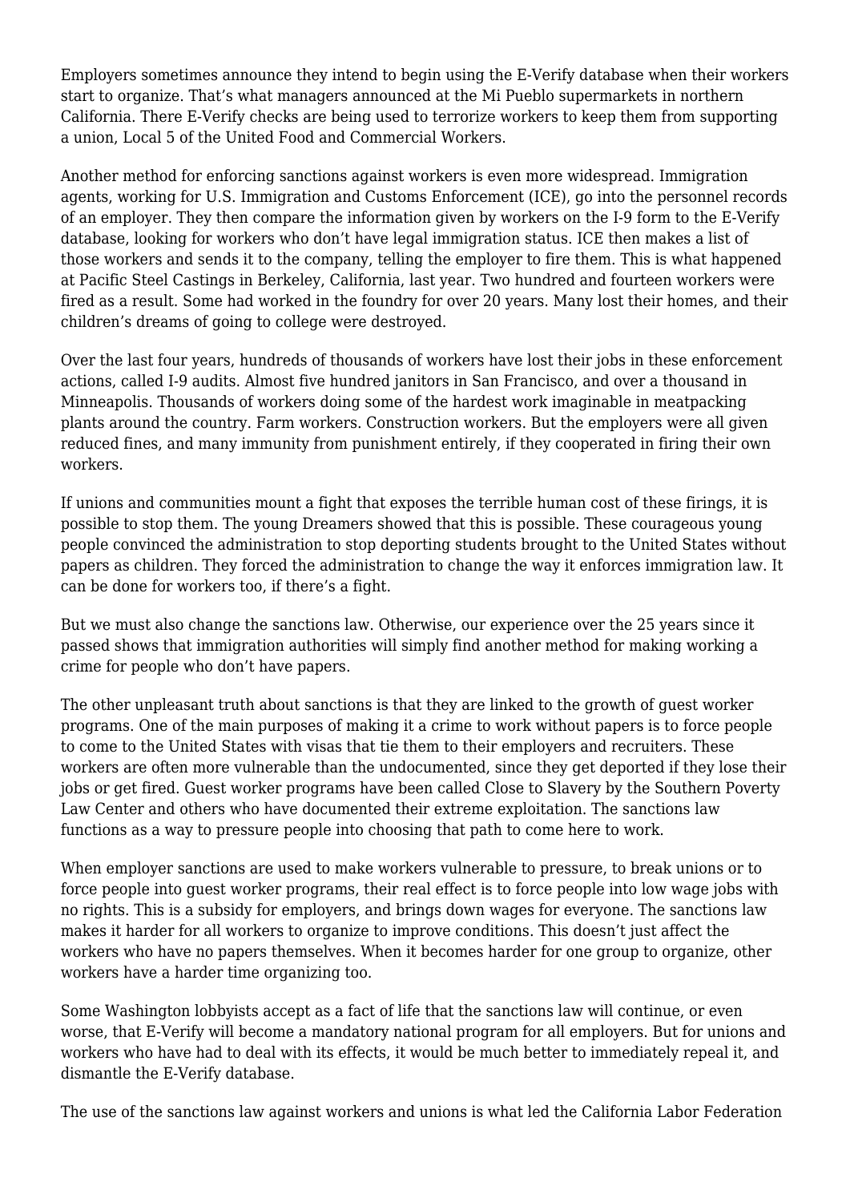Employers sometimes announce they intend to begin using the E-Verify database when their workers start to organize. That's what managers announced at the Mi Pueblo supermarkets in northern California. There E-Verify checks are being used to terrorize workers to keep them from supporting a union, Local 5 of the United Food and Commercial Workers.

Another method for enforcing sanctions against workers is even more widespread. Immigration agents, working for U.S. Immigration and Customs Enforcement (ICE), go into the personnel records of an employer. They then compare the information given by workers on the I-9 form to the E-Verify database, looking for workers who don't have legal immigration status. ICE then makes a list of those workers and sends it to the company, telling the employer to fire them. This is what happened at Pacific Steel Castings in Berkeley, California, last year. Two hundred and fourteen workers were fired as a result. Some had worked in the foundry for over 20 years. Many lost their homes, and their children's dreams of going to college were destroyed.

Over the last four years, hundreds of thousands of workers have lost their jobs in these enforcement actions, called I-9 audits. Almost five hundred janitors in San Francisco, and over a thousand in Minneapolis. Thousands of workers doing some of the hardest work imaginable in meatpacking plants around the country. Farm workers. Construction workers. But the employers were all given reduced fines, and many immunity from punishment entirely, if they cooperated in firing their own workers.

If unions and communities mount a fight that exposes the terrible human cost of these firings, it is possible to stop them. The young Dreamers showed that this is possible. These courageous young people convinced the administration to stop deporting students brought to the United States without papers as children. They forced the administration to change the way it enforces immigration law. It can be done for workers too, if there's a fight.

But we must also change the sanctions law. Otherwise, our experience over the 25 years since it passed shows that immigration authorities will simply find another method for making working a crime for people who don't have papers.

The other unpleasant truth about sanctions is that they are linked to the growth of guest worker programs. One of the main purposes of making it a crime to work without papers is to force people to come to the United States with visas that tie them to their employers and recruiters. These workers are often more vulnerable than the undocumented, since they get deported if they lose their jobs or get fired. Guest worker programs have been called Close to Slavery by the Southern Poverty Law Center and others who have documented their extreme exploitation. The sanctions law functions as a way to pressure people into choosing that path to come here to work.

When employer sanctions are used to make workers vulnerable to pressure, to break unions or to force people into guest worker programs, their real effect is to force people into low wage jobs with no rights. This is a subsidy for employers, and brings down wages for everyone. The sanctions law makes it harder for all workers to organize to improve conditions. This doesn't just affect the workers who have no papers themselves. When it becomes harder for one group to organize, other workers have a harder time organizing too.

Some Washington lobbyists accept as a fact of life that the sanctions law will continue, or even worse, that E-Verify will become a mandatory national program for all employers. But for unions and workers who have had to deal with its effects, it would be much better to immediately repeal it, and dismantle the E-Verify database.

The use of the sanctions law against workers and unions is what led the California Labor Federation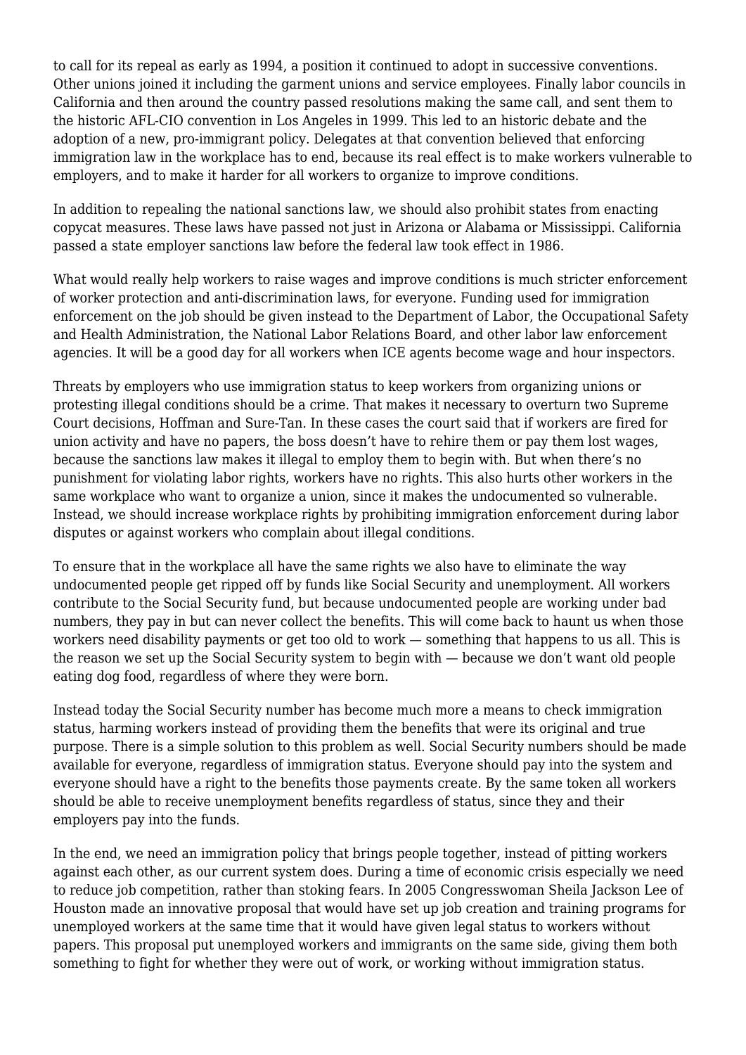to call for its repeal as early as 1994, a position it continued to adopt in successive conventions. Other unions joined it including the garment unions and service employees. Finally labor councils in California and then around the country passed resolutions making the same call, and sent them to the historic AFL-CIO convention in Los Angeles in 1999. This led to an historic debate and the adoption of a new, pro-immigrant policy. Delegates at that convention believed that enforcing immigration law in the workplace has to end, because its real effect is to make workers vulnerable to employers, and to make it harder for all workers to organize to improve conditions.

In addition to repealing the national sanctions law, we should also prohibit states from enacting copycat measures. These laws have passed not just in Arizona or Alabama or Mississippi. California passed a state employer sanctions law before the federal law took effect in 1986.

What would really help workers to raise wages and improve conditions is much stricter enforcement of worker protection and anti-discrimination laws, for everyone. Funding used for immigration enforcement on the job should be given instead to the Department of Labor, the Occupational Safety and Health Administration, the National Labor Relations Board, and other labor law enforcement agencies. It will be a good day for all workers when ICE agents become wage and hour inspectors.

Threats by employers who use immigration status to keep workers from organizing unions or protesting illegal conditions should be a crime. That makes it necessary to overturn two Supreme Court decisions, Hoffman and Sure-Tan. In these cases the court said that if workers are fired for union activity and have no papers, the boss doesn't have to rehire them or pay them lost wages, because the sanctions law makes it illegal to employ them to begin with. But when there's no punishment for violating labor rights, workers have no rights. This also hurts other workers in the same workplace who want to organize a union, since it makes the undocumented so vulnerable. Instead, we should increase workplace rights by prohibiting immigration enforcement during labor disputes or against workers who complain about illegal conditions.

To ensure that in the workplace all have the same rights we also have to eliminate the way undocumented people get ripped off by funds like Social Security and unemployment. All workers contribute to the Social Security fund, but because undocumented people are working under bad numbers, they pay in but can never collect the benefits. This will come back to haunt us when those workers need disability payments or get too old to work — something that happens to us all. This is the reason we set up the Social Security system to begin with — because we don't want old people eating dog food, regardless of where they were born.

Instead today the Social Security number has become much more a means to check immigration status, harming workers instead of providing them the benefits that were its original and true purpose. There is a simple solution to this problem as well. Social Security numbers should be made available for everyone, regardless of immigration status. Everyone should pay into the system and everyone should have a right to the benefits those payments create. By the same token all workers should be able to receive unemployment benefits regardless of status, since they and their employers pay into the funds.

In the end, we need an immigration policy that brings people together, instead of pitting workers against each other, as our current system does. During a time of economic crisis especially we need to reduce job competition, rather than stoking fears. In 2005 Congresswoman Sheila Jackson Lee of Houston made an innovative proposal that would have set up job creation and training programs for unemployed workers at the same time that it would have given legal status to workers without papers. This proposal put unemployed workers and immigrants on the same side, giving them both something to fight for whether they were out of work, or working without immigration status.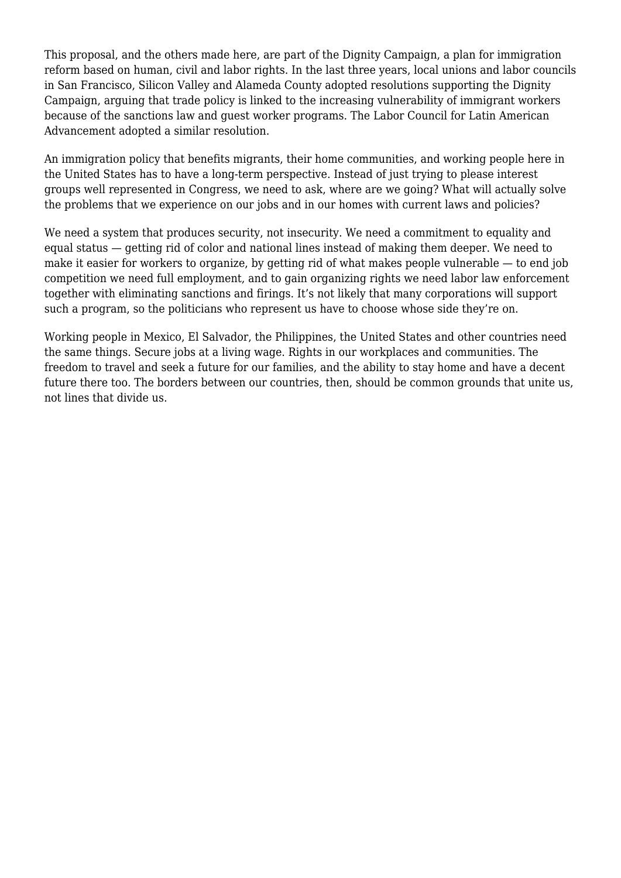This proposal, and the others made here, are part of the Dignity Campaign, a plan for immigration reform based on human, civil and labor rights. In the last three years, local unions and labor councils in San Francisco, Silicon Valley and Alameda County adopted resolutions supporting the Dignity Campaign, arguing that trade policy is linked to the increasing vulnerability of immigrant workers because of the sanctions law and guest worker programs. The Labor Council for Latin American Advancement adopted a similar resolution.

An immigration policy that benefits migrants, their home communities, and working people here in the United States has to have a long-term perspective. Instead of just trying to please interest groups well represented in Congress, we need to ask, where are we going? What will actually solve the problems that we experience on our jobs and in our homes with current laws and policies?

We need a system that produces security, not insecurity. We need a commitment to equality and equal status — getting rid of color and national lines instead of making them deeper. We need to make it easier for workers to organize, by getting rid of what makes people vulnerable — to end job competition we need full employment, and to gain organizing rights we need labor law enforcement together with eliminating sanctions and firings. It's not likely that many corporations will support such a program, so the politicians who represent us have to choose whose side they're on.

Working people in Mexico, El Salvador, the Philippines, the United States and other countries need the same things. Secure jobs at a living wage. Rights in our workplaces and communities. The freedom to travel and seek a future for our families, and the ability to stay home and have a decent future there too. The borders between our countries, then, should be common grounds that unite us, not lines that divide us.